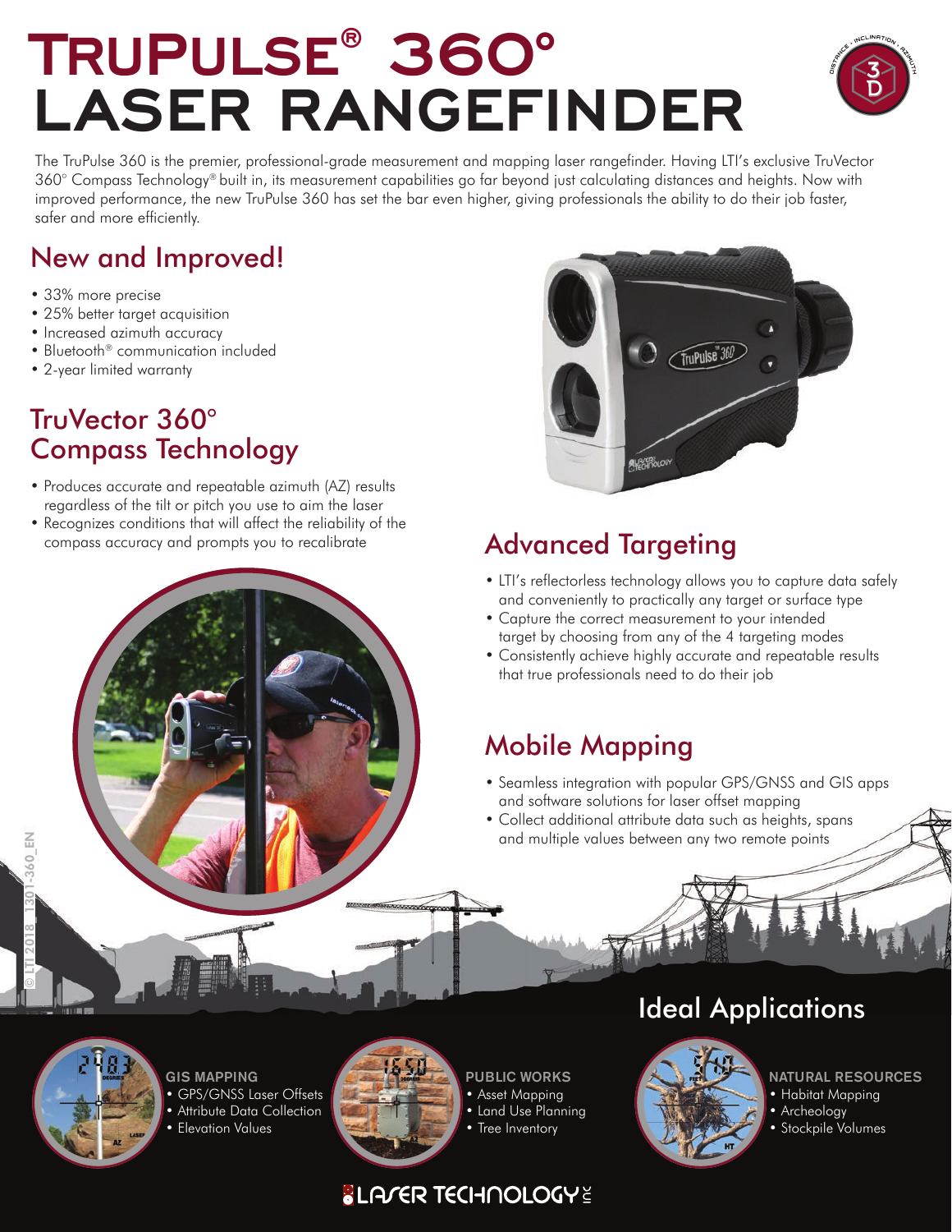# TruPulse® 360° Laser Rangefinder

The TruPulse 360 is the premier, professional-grade measurement and mapping laser rangefinder. Having LTI's exclusive TruVector 360° Compass Technology® built in, its measurement capabilities go far beyond just calculating distances and heights. Now with improved performance, the new TruPulse 360 has set the bar even higher, giving professionals the ability to do their job faster, safer and more efficiently.

## New and Improved!

- 33% more precise
- 25% better target acquisition
- Increased azimuth accuracy
- Bluetooth® communication included
- 2-year limited warranty

## TruVector 360° Compass Technology

- Produces accurate and repeatable azimuth (AZ) results regardless of the tilt or pitch you use to aim the laser
- Recognizes conditions that will affect the reliability of the compass accuracy and prompts you to recalibrate

## Advanced Targeting

- LTI's reflectorless technology allows you to capture data safely and conveniently to practically any target or surface type
- Capture the correct measurement to your intended target by choosing from any of the 4 targeting modes
- Consistently achieve highly accurate and repeatable results that true professionals need to do their job

## Mobile Mapping

- Seamless integration with popular GPS/GNSS and GIS apps and software solutions for laser offset mapping
- Collect additional attribute data such as heights, spans and multiple values between any two remote points

## Ideal Applications

**GIS MAPPING**
- GPS/GNSS Laser Offsets
- Attribute Data Collection
- Elevation Values

**PUBLIC WORKS**
- Asset Mapping
- Land Use Planning
- Tree Inventory

**NATURAL RESOURCES**
- Habitat Mapping
- Archeology
- Stockpile Volumes

LASER TECHNOLOGY INC

© LTI 2018 1301-360_EN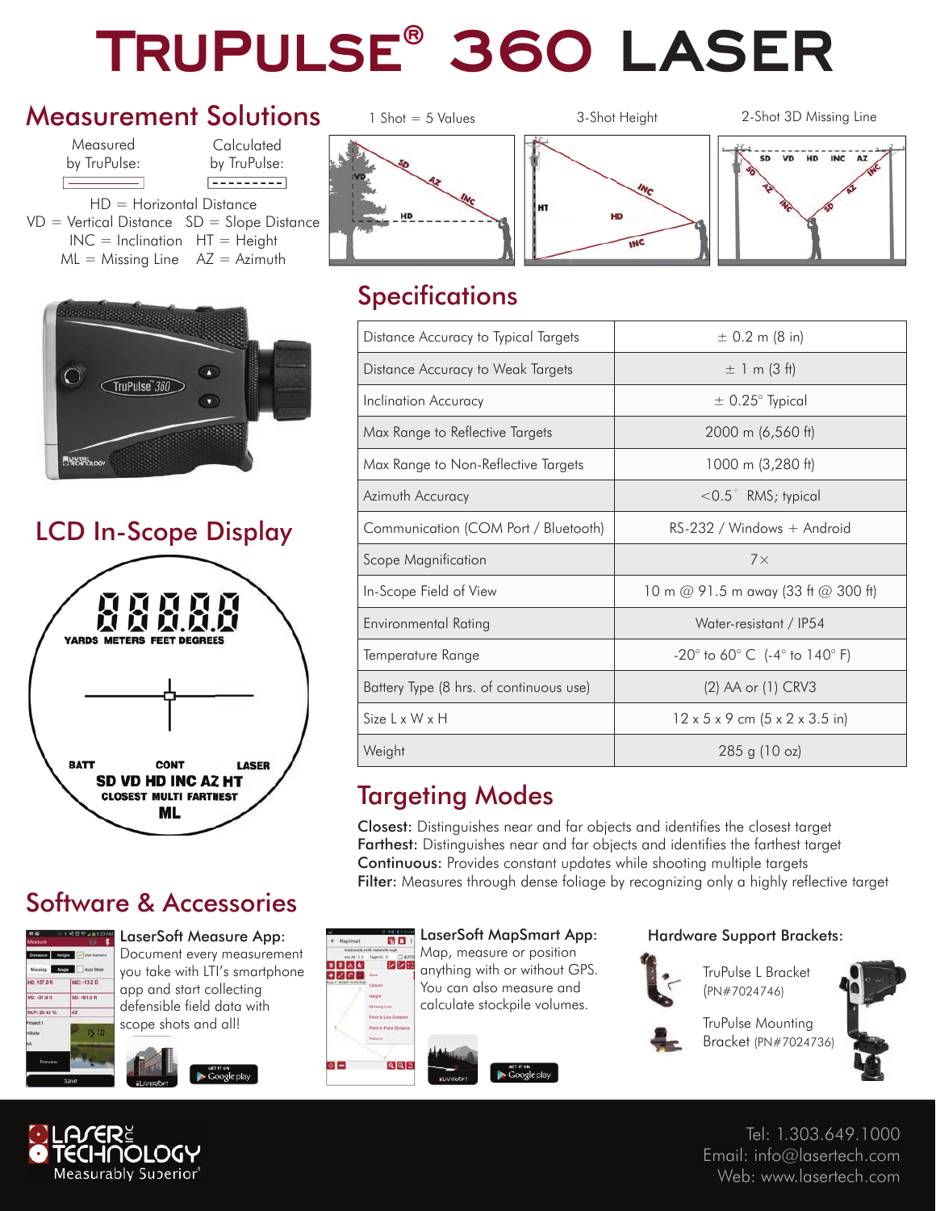# TRUPULSE® 360 LASER

## Measurement Solutions

Measured by TruPulse:

Calculated by TruPulse:

HD = Horizontal Distance
VD = Vertical Distance SD = Slope Distance
INC = Inclination HT = Height
ML = Missing Line AZ = Azimuth

1 Shot = 5 Values

3-Shot Height

2-Shot 3D Missing Line

SD
VD
AZ
INC
HD

HT
INC
HD
INC

SD VD HD INC AZ
SD
AZ
INC
INC
SD
AZ
INC

## Specifications

| | |
|---|---|
| Distance Accuracy to Typical Targets | ± 0.2 m (8 in) |
| Distance Accuracy to Weak Targets | ± 1 m (3 ft) |
| Inclination Accuracy | ± 0.25° Typical |
| Max Range to Reflective Targets | 2000 m (6,560 ft) |
| Max Range to Non-Reflective Targets | 1000 m (3,280 ft) |
| Azimuth Accuracy | <0.5° RMS; typical |
| Communication (COM Port / Bluetooth) | RS-232 / Windows + Android |
| Scope Magnification | 7× |
| In-Scope Field of View | 10 m @ 91.5 m away (33 ft @ 300 ft) |
| Environmental Rating | Water-resistant / IP54 |
| Temperature Range | -20° to 60° C (-4° to 140° F) |
| Battery Type (8 hrs. of continuous use) | (2) AA or (1) CRV3 |
| Size L x W x H | 12 x 5 x 9 cm (5 x 2 x 3.5 in) |
| Weight | 285 g (10 oz) |

## LCD In-Scope Display

88888
YARDS METERS FEET DEGREES
BATT CONT LASER
SD VD HD INC AZ HT
CLOSEST MULTI FARTHEST
ML

## Targeting Modes

**Closest:** Distinguishes near and far objects and identifies the closest target
**Farthest:** Distinguishes near and far objects and identifies the farthest target
**Continuous:** Provides constant updates while shooting multiple targets
**Filter:** Measures through dense foliage by recognizing only a highly reflective target

## Software & Accessories

**LaserSoft Measure App:**
Document every measurement you take with LTI's smartphone app and start collecting defensible field data with scope shots and all!

**LaserSoft MapSmart App:**
Map, measure or position anything with or without GPS. You can also measure and calculate stockpile volumes.

**Hardware Support Brackets:**

TruPulse L Bracket (PN#7024746)

TruPulse Mounting Bracket (PN#7024736)

LASER TECHNOLOGY
Measurably Superior

Tel: 1.303.649.1000
Email: info@lasertech.com
Web: www.lasertech.com